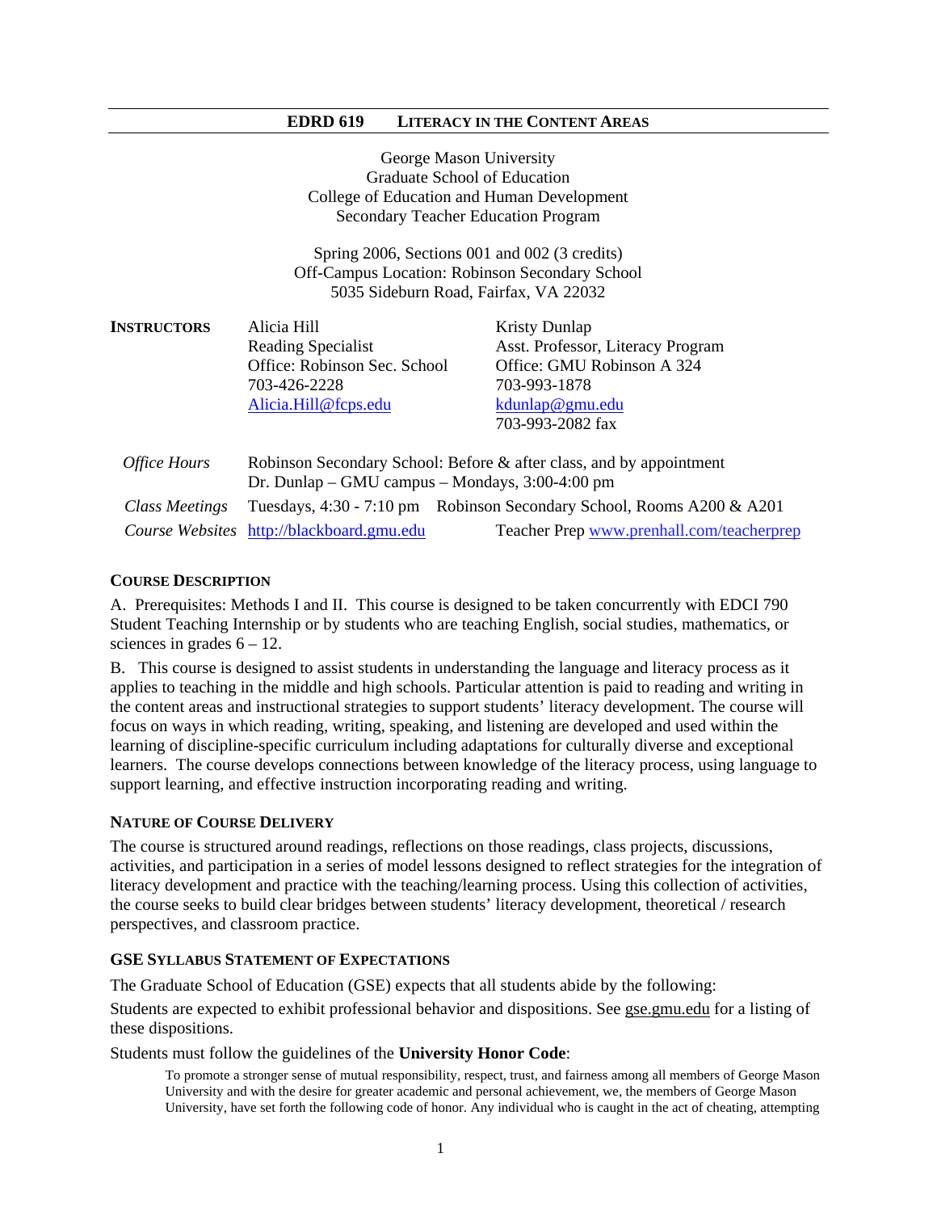# EDRD 619 LITERACY IN THE CONTENT AREAS

George Mason University
Graduate School of Education
College of Education and Human Development
Secondary Teacher Education Program

Spring 2006, Sections 001 and 002 (3 credits)
Off-Campus Location: Robinson Secondary School
5035 Sideburn Road, Fairfax, VA 22032

| **INSTRUCTORS** | Alicia Hill<br>Reading Specialist<br>Office: Robinson Sec. School<br>703-426-2228<br>Alicia.Hill@fcps.edu | Kristy Dunlap<br>Asst. Professor, Literacy Program<br>Office: GMU Robinson A 324<br>703-993-1878<br>kdunlap@gmu.edu<br>703-993-2082 fax |
|---|---|---|
| *Office Hours* | Robinson Secondary School: Before & after class, and by appointment<br>Dr. Dunlap – GMU campus – Mondays, 3:00-4:00 pm | |
| *Class Meetings* | Tuesdays, 4:30 - 7:10 pm Robinson Secondary School, Rooms A200 & A201 | |
| *Course Websites* | http://blackboard.gmu.edu | Teacher Prep www.prenhall.com/teacherprep |

## COURSE DESCRIPTION

A. Prerequisites: Methods I and II. This course is designed to be taken concurrently with EDCI 790 Student Teaching Internship or by students who are teaching English, social studies, mathematics, or sciences in grades 6 – 12.

B. This course is designed to assist students in understanding the language and literacy process as it applies to teaching in the middle and high schools. Particular attention is paid to reading and writing in the content areas and instructional strategies to support students' literacy development. The course will focus on ways in which reading, writing, speaking, and listening are developed and used within the learning of discipline-specific curriculum including adaptations for culturally diverse and exceptional learners. The course develops connections between knowledge of the literacy process, using language to support learning, and effective instruction incorporating reading and writing.

## NATURE OF COURSE DELIVERY

The course is structured around readings, reflections on those readings, class projects, discussions, activities, and participation in a series of model lessons designed to reflect strategies for the integration of literacy development and practice with the teaching/learning process. Using this collection of activities, the course seeks to build clear bridges between students' literacy development, theoretical / research perspectives, and classroom practice.

## GSE SYLLABUS STATEMENT OF EXPECTATIONS

The Graduate School of Education (GSE) expects that all students abide by the following:

Students are expected to exhibit professional behavior and dispositions. See gse.gmu.edu for a listing of these dispositions.

Students must follow the guidelines of the **University Honor Code**:

> To promote a stronger sense of mutual responsibility, respect, trust, and fairness among all members of George Mason University and with the desire for greater academic and personal achievement, we, the members of George Mason University, have set forth the following code of honor. Any individual who is caught in the act of cheating, attempting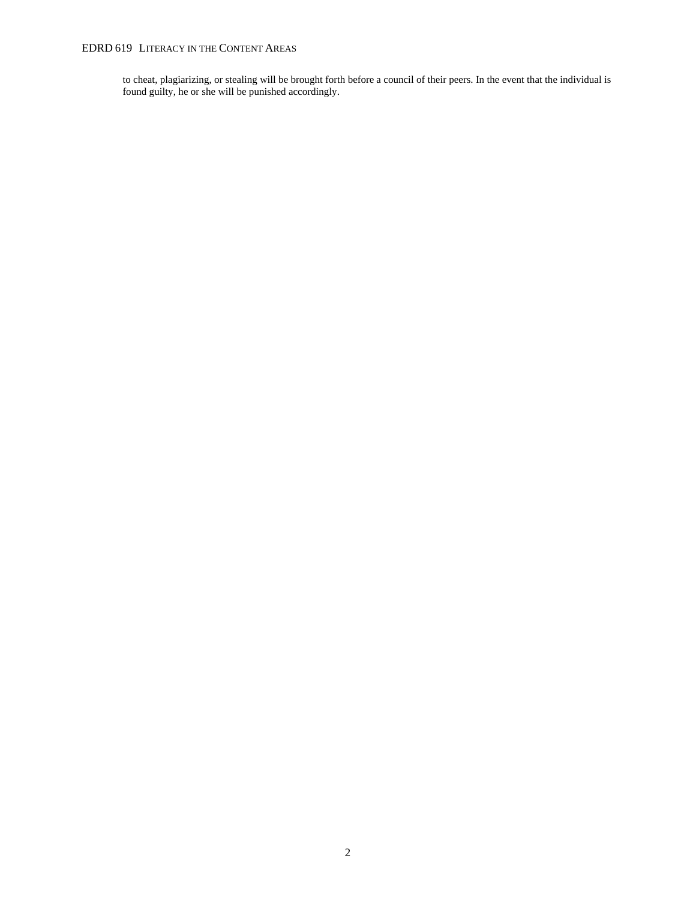to cheat, plagiarizing, or stealing will be brought forth before a council of their peers. In the event that the individual is found guilty, he or she will be punished accordingly.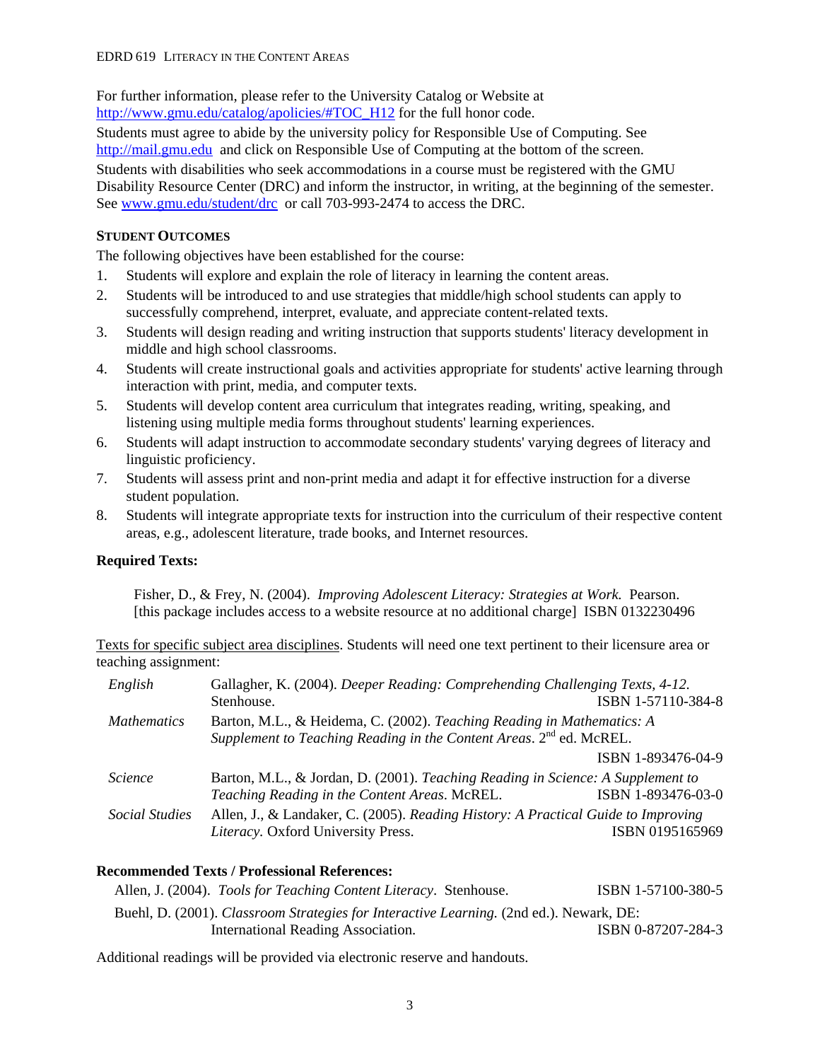For further information, please refer to the University Catalog or Website at http://www.gmu.edu/catalog/apolicies/#TOC_H12 for the full honor code.

Students must agree to abide by the university policy for Responsible Use of Computing. See http://mail.gmu.edu and click on Responsible Use of Computing at the bottom of the screen.

Students with disabilities who seek accommodations in a course must be registered with the GMU Disability Resource Center (DRC) and inform the instructor, in writing, at the beginning of the semester. See www.gmu.edu/student/drc or call 703-993-2474 to access the DRC.

### STUDENT OUTCOMES

The following objectives have been established for the course:

1. Students will explore and explain the role of literacy in learning the content areas.
2. Students will be introduced to and use strategies that middle/high school students can apply to successfully comprehend, interpret, evaluate, and appreciate content-related texts.
3. Students will design reading and writing instruction that supports students' literacy development in middle and high school classrooms.
4. Students will create instructional goals and activities appropriate for students' active learning through interaction with print, media, and computer texts.
5. Students will develop content area curriculum that integrates reading, writing, speaking, and listening using multiple media forms throughout students' learning experiences.
6. Students will adapt instruction to accommodate secondary students' varying degrees of literacy and linguistic proficiency.
7. Students will assess print and non-print media and adapt it for effective instruction for a diverse student population.
8. Students will integrate appropriate texts for instruction into the curriculum of their respective content areas, e.g., adolescent literature, trade books, and Internet resources.

### Required Texts:

Fisher, D., & Frey, N. (2004). *Improving Adolescent Literacy: Strategies at Work.* Pearson. [this package includes access to a website resource at no additional charge] ISBN 0132230496

Texts for specific subject area disciplines. Students will need one text pertinent to their licensure area or teaching assignment:

| | | |
|---|---|---|
| *English* | Gallagher, K. (2004). *Deeper Reading: Comprehending Challenging Texts, 4-12.* Stenhouse. | ISBN 1-57110-384-8 |
| *Mathematics* | Barton, M.L., & Heidema, C. (2002). *Teaching Reading in Mathematics: A Supplement to Teaching Reading in the Content Areas*. 2nd ed. McREL. | ISBN 1-893476-04-9 |
| *Science* | Barton, M.L., & Jordan, D. (2001). *Teaching Reading in Science: A Supplement to Teaching Reading in the Content Areas*. McREL. | ISBN 1-893476-03-0 |
| *Social Studies* | Allen, J., & Landaker, C. (2005). *Reading History: A Practical Guide to Improving Literacy.* Oxford University Press. | ISBN 0195165969 |

### Recommended Texts / Professional References:

Allen, J. (2004). *Tools for Teaching Content Literacy*. Stenhouse. ISBN 1-57100-380-5

Buehl, D. (2001). *Classroom Strategies for Interactive Learning.* (2nd ed.). Newark, DE: International Reading Association. ISBN 0-87207-284-3

Additional readings will be provided via electronic reserve and handouts.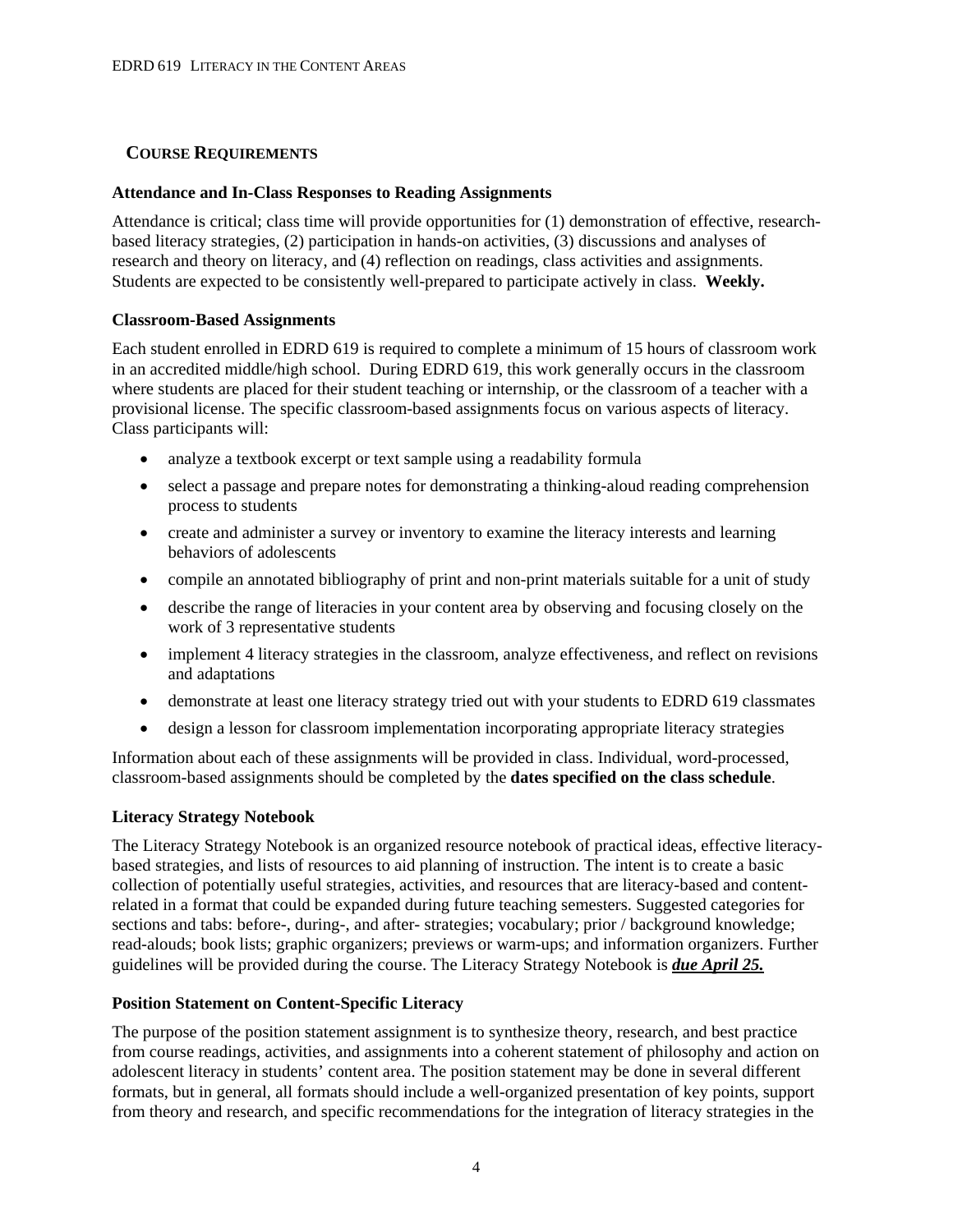## Course Requirements

### Attendance and In-Class Responses to Reading Assignments

Attendance is critical; class time will provide opportunities for (1) demonstration of effective, research-based literacy strategies, (2) participation in hands-on activities, (3) discussions and analyses of research and theory on literacy, and (4) reflection on readings, class activities and assignments. Students are expected to be consistently well-prepared to participate actively in class. **Weekly.**

### Classroom-Based Assignments

Each student enrolled in EDRD 619 is required to complete a minimum of 15 hours of classroom work in an accredited middle/high school. During EDRD 619, this work generally occurs in the classroom where students are placed for their student teaching or internship, or the classroom of a teacher with a provisional license. The specific classroom-based assignments focus on various aspects of literacy. Class participants will:

- analyze a textbook excerpt or text sample using a readability formula
- select a passage and prepare notes for demonstrating a thinking-aloud reading comprehension process to students
- create and administer a survey or inventory to examine the literacy interests and learning behaviors of adolescents
- compile an annotated bibliography of print and non-print materials suitable for a unit of study
- describe the range of literacies in your content area by observing and focusing closely on the work of 3 representative students
- implement 4 literacy strategies in the classroom, analyze effectiveness, and reflect on revisions and adaptations
- demonstrate at least one literacy strategy tried out with your students to EDRD 619 classmates
- design a lesson for classroom implementation incorporating appropriate literacy strategies

Information about each of these assignments will be provided in class. Individual, word-processed, classroom-based assignments should be completed by the **dates specified on the class schedule**.

### Literacy Strategy Notebook

The Literacy Strategy Notebook is an organized resource notebook of practical ideas, effective literacy-based strategies, and lists of resources to aid planning of instruction. The intent is to create a basic collection of potentially useful strategies, activities, and resources that are literacy-based and content-related in a format that could be expanded during future teaching semesters. Suggested categories for sections and tabs: before-, during-, and after- strategies; vocabulary; prior / background knowledge; read-alouds; book lists; graphic organizers; previews or warm-ups; and information organizers. Further guidelines will be provided during the course. The Literacy Strategy Notebook is ***due April 25.***

### Position Statement on Content-Specific Literacy

The purpose of the position statement assignment is to synthesize theory, research, and best practice from course readings, activities, and assignments into a coherent statement of philosophy and action on adolescent literacy in students' content area. The position statement may be done in several different formats, but in general, all formats should include a well-organized presentation of key points, support from theory and research, and specific recommendations for the integration of literacy strategies in the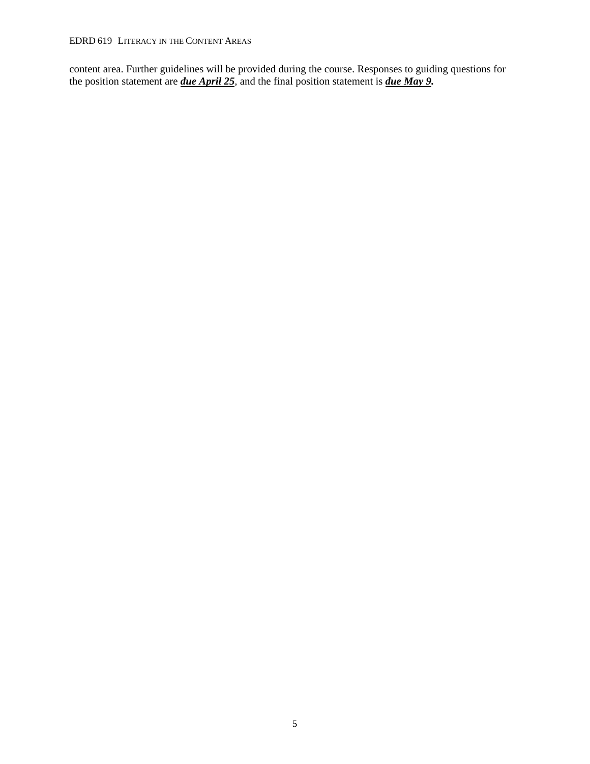content area. Further guidelines will be provided during the course. Responses to guiding questions for the position statement are ***<u>due April 25</u>***, and the final position statement is ***<u>due May 9.</u>***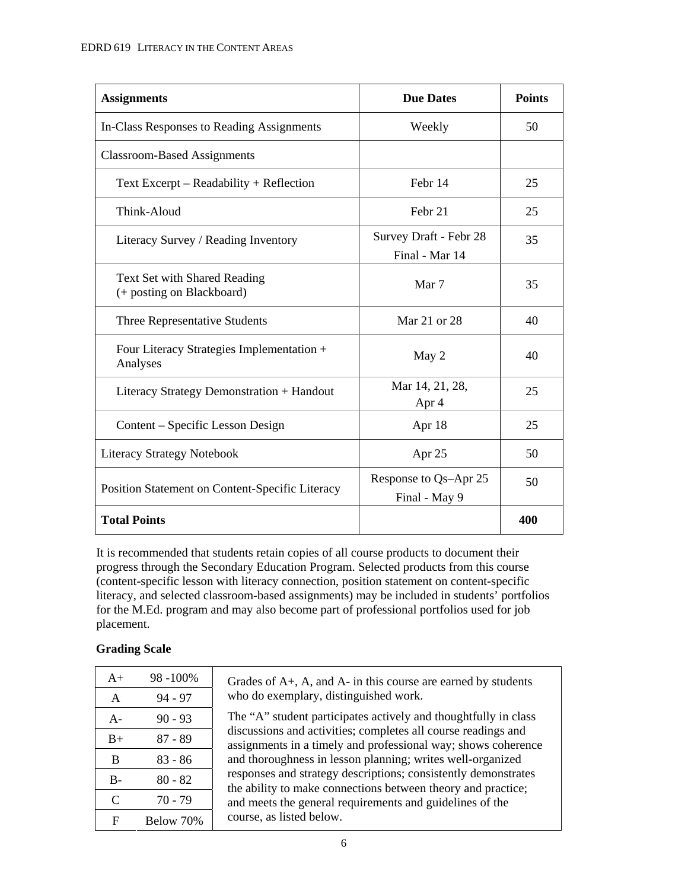| Assignments | Due Dates | Points |
|---|---|---|
| In-Class Responses to Reading Assignments | Weekly | 50 |
| Classroom-Based Assignments | | |
| Text Excerpt – Readability + Reflection | Febr 14 | 25 |
| Think-Aloud | Febr 21 | 25 |
| Literacy Survey / Reading Inventory | Survey Draft - Febr 28<br>Final - Mar 14 | 35 |
| Text Set with Shared Reading (+ posting on Blackboard) | Mar 7 | 35 |
| Three Representative Students | Mar 21 or 28 | 40 |
| Four Literacy Strategies Implementation + Analyses | May 2 | 40 |
| Literacy Strategy Demonstration + Handout | Mar 14, 21, 28, Apr 4 | 25 |
| Content – Specific Lesson Design | Apr 18 | 25 |
| Literacy Strategy Notebook | Apr 25 | 50 |
| Position Statement on Content-Specific Literacy | Response to Qs–Apr 25<br>Final - May 9 | 50 |
| **Total Points** | | **400** |

It is recommended that students retain copies of all course products to document their progress through the Secondary Education Program. Selected products from this course (content-specific lesson with literacy connection, position statement on content-specific literacy, and selected classroom-based assignments) may be included in students' portfolios for the M.Ed. program and may also become part of professional portfolios used for job placement.

**Grading Scale**

| Grade | Range |
|---|---|
| A+ | 98 -100% |
| A | 94 - 97 |
| A- | 90 - 93 |
| B+ | 87 - 89 |
| B | 83 - 86 |
| B- | 80 - 82 |
| C | 70 - 79 |
| F | Below 70% |

Grades of A+, A, and A- in this course are earned by students who do exemplary, distinguished work.

The "A" student participates actively and thoughtfully in class discussions and activities; completes all course readings and assignments in a timely and professional way; shows coherence and thoroughness in lesson planning; writes well-organized responses and strategy descriptions; consistently demonstrates the ability to make connections between theory and practice; and meets the general requirements and guidelines of the course, as listed below.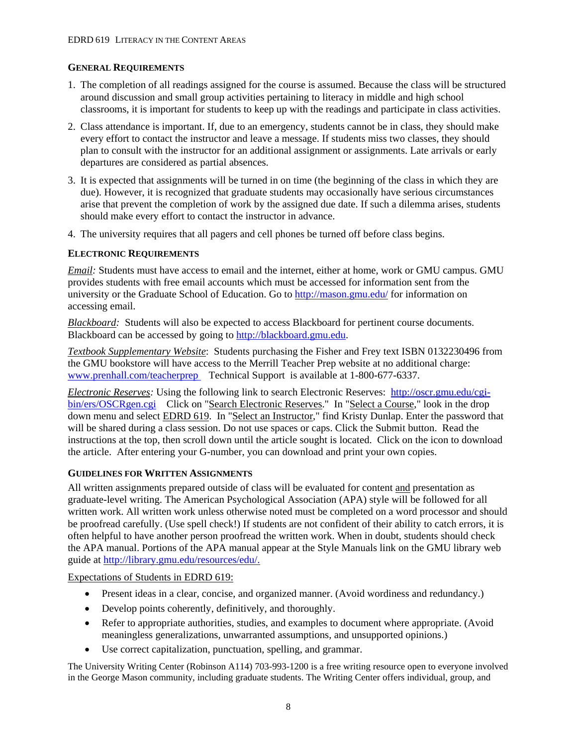### General Requirements

1. The completion of all readings assigned for the course is assumed. Because the class will be structured around discussion and small group activities pertaining to literacy in middle and high school classrooms, it is important for students to keep up with the readings and participate in class activities.
2. Class attendance is important. If, due to an emergency, students cannot be in class, they should make every effort to contact the instructor and leave a message. If students miss two classes, they should plan to consult with the instructor for an additional assignment or assignments. Late arrivals or early departures are considered as partial absences.
3. It is expected that assignments will be turned in on time (the beginning of the class in which they are due). However, it is recognized that graduate students may occasionally have serious circumstances arise that prevent the completion of work by the assigned due date. If such a dilemma arises, students should make every effort to contact the instructor in advance.
4. The university requires that all pagers and cell phones be turned off before class begins.

### Electronic Requirements

*Email:* Students must have access to email and the internet, either at home, work or GMU campus. GMU provides students with free email accounts which must be accessed for information sent from the university or the Graduate School of Education. Go to http://mason.gmu.edu/ for information on accessing email.

*Blackboard:* Students will also be expected to access Blackboard for pertinent course documents. Blackboard can be accessed by going to http://blackboard.gmu.edu.

*Textbook Supplementary Website*: Students purchasing the Fisher and Frey text ISBN 0132230496 from the GMU bookstore will have access to the Merrill Teacher Prep website at no additional charge: www.prenhall.com/teacherprep Technical Support is available at 1-800-677-6337.

*Electronic Reserves:* Using the following link to search Electronic Reserves: http://oscr.gmu.edu/cgi-bin/ers/OSCRgen.cgi Click on "Search Electronic Reserves." In "Select a Course," look in the drop down menu and select EDRD 619. In "Select an Instructor," find Kristy Dunlap. Enter the password that will be shared during a class session. Do not use spaces or caps. Click the Submit button. Read the instructions at the top, then scroll down until the article sought is located. Click on the icon to download the article. After entering your G-number, you can download and print your own copies.

### Guidelines for Written Assignments

All written assignments prepared outside of class will be evaluated for content and presentation as graduate-level writing. The American Psychological Association (APA) style will be followed for all written work. All written work unless otherwise noted must be completed on a word processor and should be proofread carefully. (Use spell check!) If students are not confident of their ability to catch errors, it is often helpful to have another person proofread the written work. When in doubt, students should check the APA manual. Portions of the APA manual appear at the Style Manuals link on the GMU library web guide at http://library.gmu.edu/resources/edu/.

Expectations of Students in EDRD 619:

- Present ideas in a clear, concise, and organized manner. (Avoid wordiness and redundancy.)
- Develop points coherently, definitively, and thoroughly.
- Refer to appropriate authorities, studies, and examples to document where appropriate. (Avoid meaningless generalizations, unwarranted assumptions, and unsupported opinions.)
- Use correct capitalization, punctuation, spelling, and grammar.

The University Writing Center (Robinson A114) 703-993-1200 is a free writing resource open to everyone involved in the George Mason community, including graduate students. The Writing Center offers individual, group, and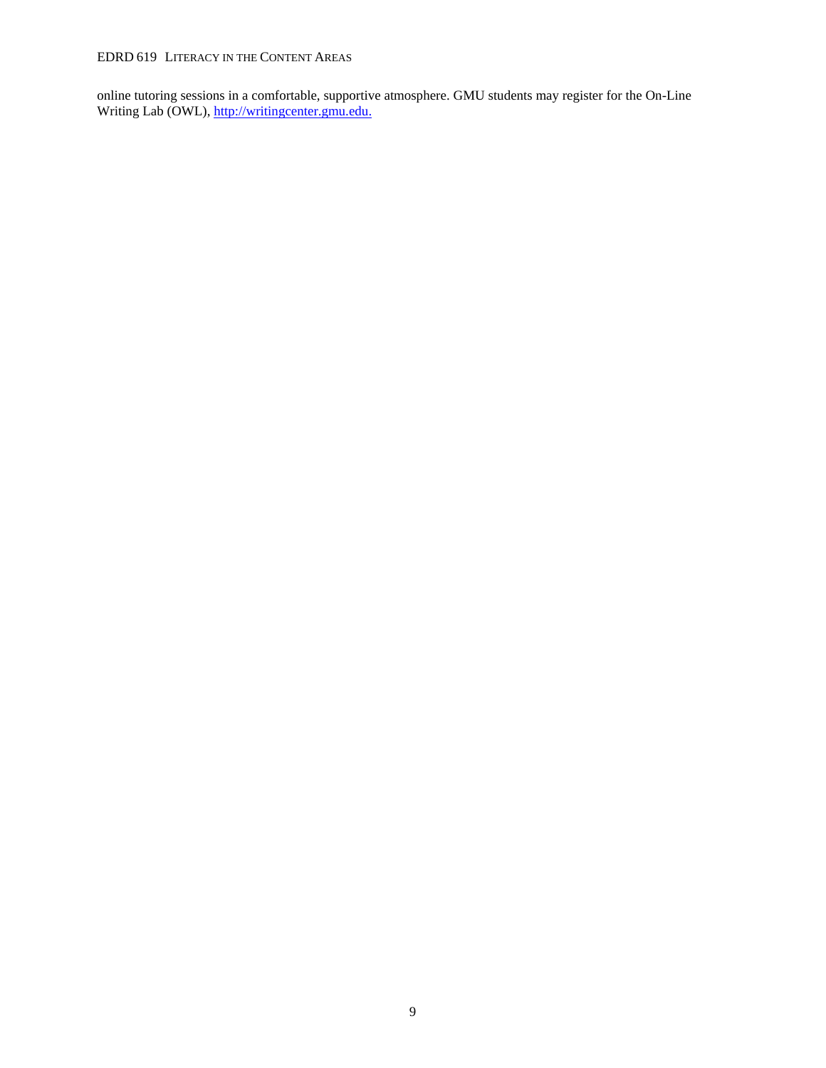online tutoring sessions in a comfortable, supportive atmosphere. GMU students may register for the On-Line Writing Lab (OWL), http://writingcenter.gmu.edu.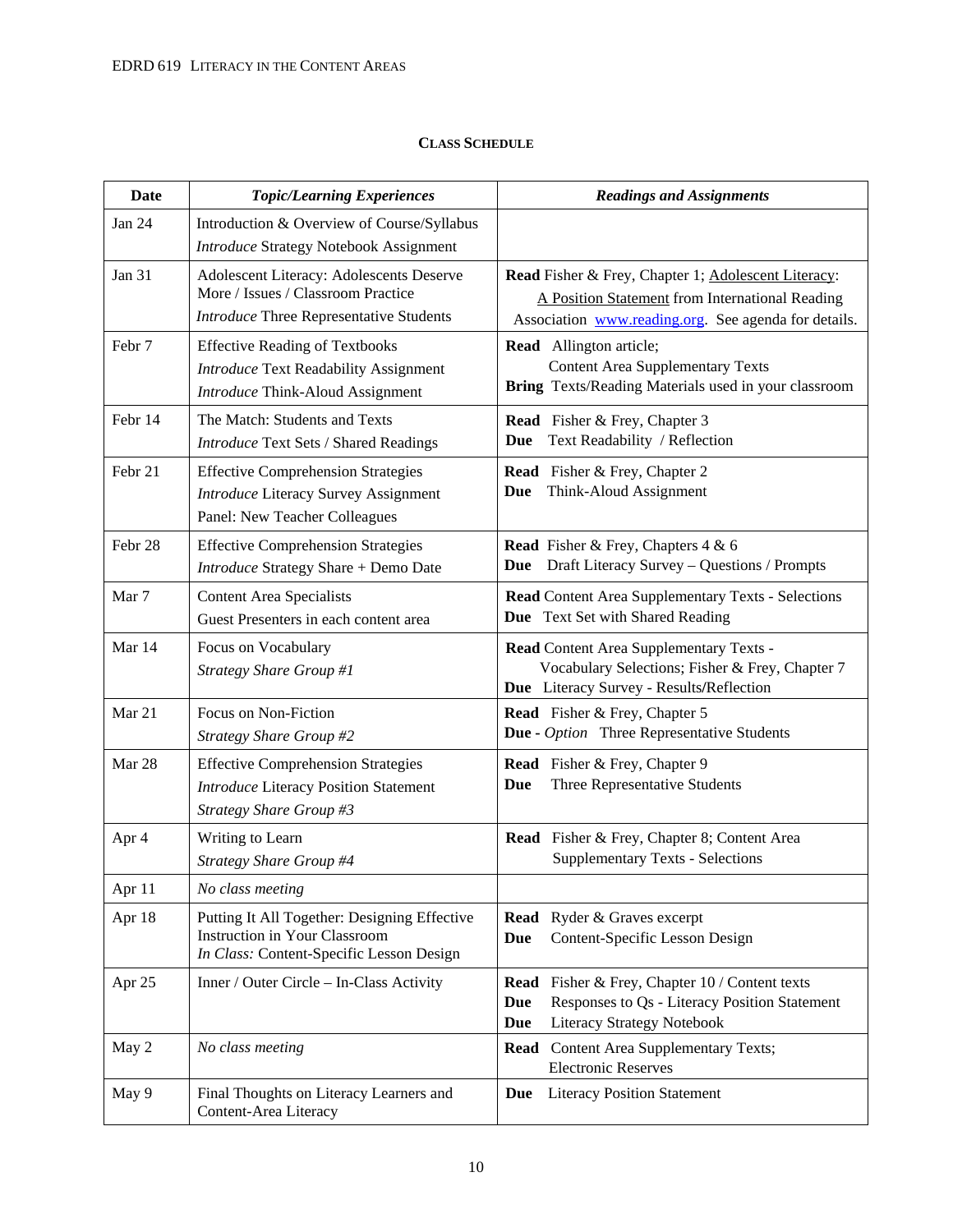## CLASS SCHEDULE

| Date | *Topic/Learning Experiences* | *Readings and Assignments* |
|---|---|---|
| Jan 24 | Introduction & Overview of Course/Syllabus<br>*Introduce* Strategy Notebook Assignment | |
| Jan 31 | Adolescent Literacy: Adolescents Deserve More / Issues / Classroom Practice<br>*Introduce* Three Representative Students | **Read** Fisher & Frey, Chapter 1; Adolescent Literacy: A Position Statement from International Reading Association www.reading.org. See agenda for details. |
| Febr 7 | Effective Reading of Textbooks<br>*Introduce* Text Readability Assignment<br>*Introduce* Think-Aloud Assignment | **Read** Allington article; Content Area Supplementary Texts<br>**Bring** Texts/Reading Materials used in your classroom |
| Febr 14 | The Match: Students and Texts<br>*Introduce* Text Sets / Shared Readings | **Read** Fisher & Frey, Chapter 3<br>**Due** Text Readability / Reflection |
| Febr 21 | Effective Comprehension Strategies<br>*Introduce* Literacy Survey Assignment<br>Panel: New Teacher Colleagues | **Read** Fisher & Frey, Chapter 2<br>**Due** Think-Aloud Assignment |
| Febr 28 | Effective Comprehension Strategies<br>*Introduce* Strategy Share + Demo Date | **Read** Fisher & Frey, Chapters 4 & 6<br>**Due** Draft Literacy Survey – Questions / Prompts |
| Mar 7 | Content Area Specialists<br>Guest Presenters in each content area | **Read** Content Area Supplementary Texts - Selections<br>**Due** Text Set with Shared Reading |
| Mar 14 | Focus on Vocabulary<br>*Strategy Share Group #1* | **Read** Content Area Supplementary Texts - Vocabulary Selections; Fisher & Frey, Chapter 7<br>**Due** Literacy Survey - Results/Reflection |
| Mar 21 | Focus on Non-Fiction<br>*Strategy Share Group #2* | **Read** Fisher & Frey, Chapter 5<br>**Due** - *Option* Three Representative Students |
| Mar 28 | Effective Comprehension Strategies<br>*Introduce* Literacy Position Statement<br>*Strategy Share Group #3* | **Read** Fisher & Frey, Chapter 9<br>**Due** Three Representative Students |
| Apr 4 | Writing to Learn<br>*Strategy Share Group #4* | **Read** Fisher & Frey, Chapter 8; Content Area Supplementary Texts - Selections |
| Apr 11 | *No class meeting* | |
| Apr 18 | Putting It All Together: Designing Effective Instruction in Your Classroom<br>*In Class:* Content-Specific Lesson Design | **Read** Ryder & Graves excerpt<br>**Due** Content-Specific Lesson Design |
| Apr 25 | Inner / Outer Circle – In-Class Activity | **Read** Fisher & Frey, Chapter 10 / Content texts<br>**Due** Responses to Qs - Literacy Position Statement<br>**Due** Literacy Strategy Notebook |
| May 2 | *No class meeting* | **Read** Content Area Supplementary Texts; Electronic Reserves |
| May 9 | Final Thoughts on Literacy Learners and Content-Area Literacy | **Due** Literacy Position Statement |